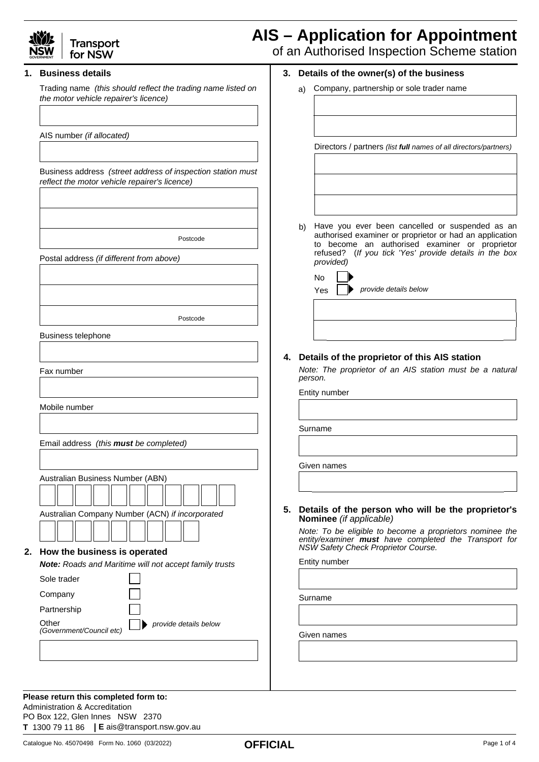# AIS – Application for Appointment

of an Authorised Inspection Scheme station

## 1. Business details

Trading name *(this should reflect the trading name listed on the motor vehicle repairer's licence)*

AIS number *(if allocated)*

Business address *(street address of inspection station must reflect the motor vehicle repairer's licence)*

Postcode

Postal address *(if different from above)*

Postcode

Business telephone

Fax number

Mobile number

Email address *(this **must** be completed)*

Australian Business Number (ABN)

Australian Company Number (ACN) *if incorporated*

## 2. How the business is operated

***Note:*** *Roads and Maritime will not accept family trusts*

- Sole trader ☐
- Company ☐
- Partnership ☐
- Other *(Government/Council etc)* ☐ *provide details below*

## 3. Details of the owner(s) of the business

a) Company, partnership or sole trader name

Directors / partners *(list **full** names of all directors/partners)*

b) Have you ever been cancelled or suspended as an authorised examiner or proprietor or had an application to become an authorised examiner or proprietor refused? (*If you tick 'Yes' provide details in the box provided)*

- No ☐
- Yes ☐ *provide details below*

## 4. Details of the proprietor of this AIS station

*Note: The proprietor of an AIS station must be a natural person.*

Entity number

Surname

Given names

## 5. Details of the person who will be the proprietor's Nominee *(if applicable)*

*Note: To be eligible to become a proprietors nominee the entity/examiner **must** have completed the Transport for NSW Safety Check Proprietor Course.*

Entity number

Surname

Given names

**Please return this completed form to:**

Administration & Accreditation
PO Box 122, Glen Innes NSW 2370
**T** 1300 79 11 86 | **E** ais@transport.nsw.gov.au

Catalogue No. 45070498 Form No. 1060 (03/2022)

**OFFICIAL**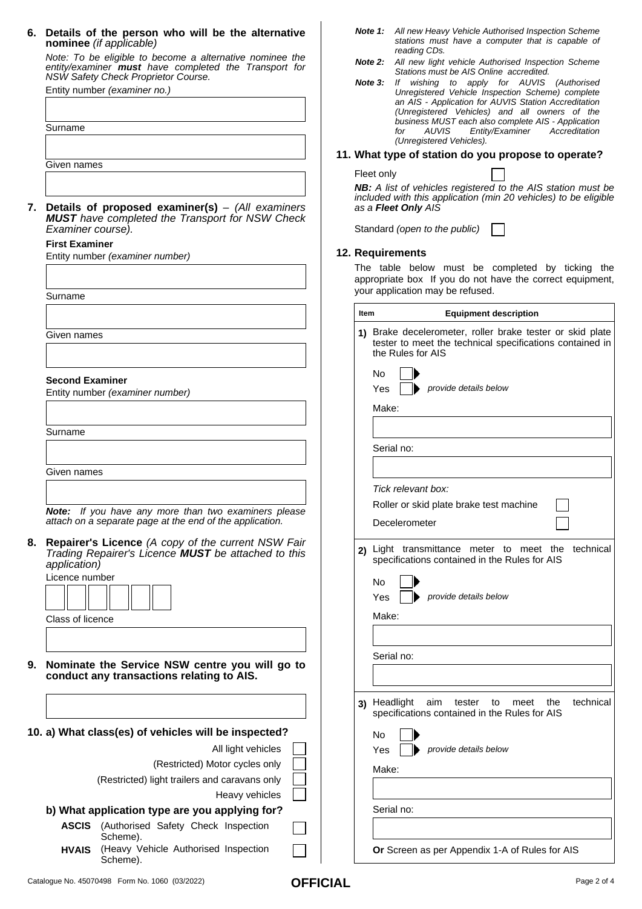**6. Details of the person who will be the alternative nominee** *(if applicable)*

*Note: To be eligible to become a alternative nominee the entity/examiner **must** have completed the Transport for NSW Safety Check Proprietor Course.*

Entity number *(examiner no.)*

Surname

Given names

**7. Details of proposed examiner(s)** – *(All examiners **MUST** have completed the Transport for NSW Check Examiner course).*

**First Examiner**

Entity number *(examiner number)*

Surname

Given names

**Second Examiner**

Entity number *(examiner number)*

Surname

Given names

***Note:*** *If you have any more than two examiners please attach on a separate page at the end of the application.*

**8. Repairer's Licence** *(A copy of the current NSW Fair Trading Repairer's Licence **MUST** be attached to this application)*

Licence number

Class of licence

**9. Nominate the Service NSW centre you will go to conduct any transactions relating to AIS.**

**10. a) What class(es) of vehicles will be inspected?**

- All light vehicles ☐
- (Restricted) Motor cycles only ☐
- (Restricted) light trailers and caravans only ☐
- Heavy vehicles ☐

**b) What application type are you applying for?**

- **ASCIS** (Authorised Safety Check Inspection Scheme). ☐
- **HVAIS** (Heavy Vehicle Authorised Inspection Scheme). ☐

***Note 1:*** *All new Heavy Vehicle Authorised Inspection Scheme stations must have a computer that is capable of reading CDs.*

***Note 2:*** *All new light vehicle Authorised Inspection Scheme Stations must be AIS Online accredited.*

***Note 3:*** *If wishing to apply for AUVIS (Authorised Unregistered Vehicle Inspection Scheme) complete an AIS - Application for AUVIS Station Accreditation (Unregistered Vehicles) and all owners of the business MUST each also complete AIS - Application for AUVIS Entity/Examiner Accreditation (Unregistered Vehicles).*

**11. What type of station do you propose to operate?**

Fleet only ☐

***NB:*** *A list of vehicles registered to the AIS station must be included with this application (min 20 vehicles) to be eligible as a **Fleet Only** AIS*

Standard *(open to the public)* ☐

**12. Requirements**

The table below must be completed by ticking the appropriate box If you do not have the correct equipment, your application may be refused.

| Item | Equipment description |
|---|---|
| 1) | Brake decelerometer, roller brake tester or skid plate tester to meet the technical specifications contained in the Rules for AIS<br>No ☐<br>Yes ☐ *provide details below*<br>Make:<br>Serial no:<br>*Tick relevant box:*<br>Roller or skid plate brake test machine ☐<br>Decelerometer ☐ |
| 2) | Light transmittance meter to meet the technical specifications contained in the Rules for AIS<br>No ☐<br>Yes ☐ *provide details below*<br>Make:<br>Serial no: |
| 3) | Headlight aim tester to meet the technical specifications contained in the Rules for AIS<br>No ☐<br>Yes ☐ *provide details below*<br>Make:<br>Serial no:<br>**Or** Screen as per Appendix 1-A of Rules for AIS |

Catalogue No. 45070498 Form No. 1060 (03/2022) **OFFICIAL**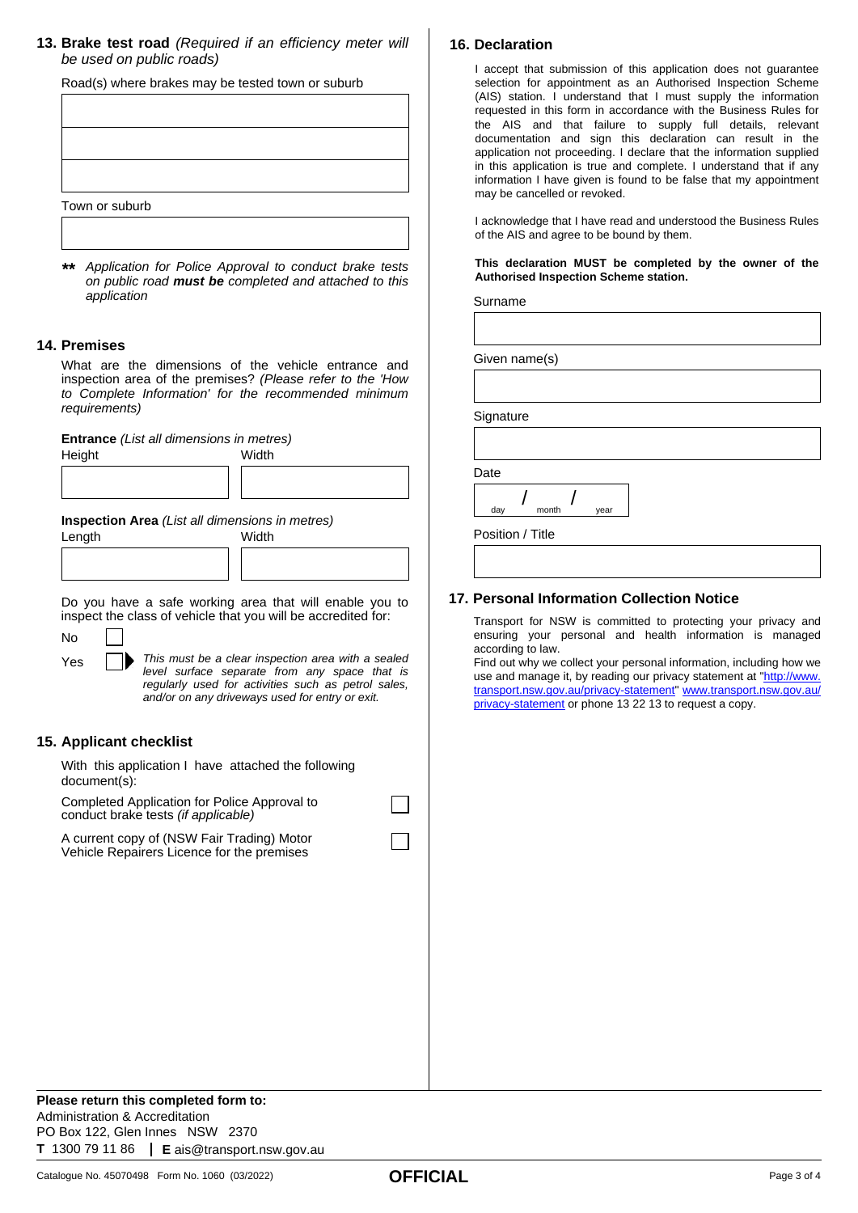## 13. Brake test road *(Required if an efficiency meter will be used on public roads)*

Road(s) where brakes may be tested town or suburb

Town or suburb

**\*\*** *Application for Police Approval to conduct brake tests on public road **must be** completed and attached to this application*

## 14. Premises

What are the dimensions of the vehicle entrance and inspection area of the premises? *(Please refer to the 'How to Complete Information' for the recommended minimum requirements)*

**Entrance** *(List all dimensions in metres)*

| Height | Width |
|---|---|
| | |

**Inspection Area** *(List all dimensions in metres)*

| Length | Width |
|---|---|
| | |

Do you have a safe working area that will enable you to inspect the class of vehicle that you will be accredited for:

- No ☐
- Yes ☐ *This must be a clear inspection area with a sealed level surface separate from any space that is regularly used for activities such as petrol sales, and/or on any driveways used for entry or exit.*

## 15. Applicant checklist

With this application I have attached the following document(s):

- Completed Application for Police Approval to conduct brake tests *(if applicable)* ☐
- A current copy of (NSW Fair Trading) Motor Vehicle Repairers Licence for the premises ☐

## 16. Declaration

I accept that submission of this application does not guarantee selection for appointment as an Authorised Inspection Scheme (AIS) station. I understand that I must supply the information requested in this form in accordance with the Business Rules for the AIS and that failure to supply full details, relevant documentation and sign this declaration can result in the application not proceeding. I declare that the information supplied in this application is true and complete. I understand that if any information I have given is found to be false that my appointment may be cancelled or revoked.

I acknowledge that I have read and understood the Business Rules of the AIS and agree to be bound by them.

**This declaration MUST be completed by the owner of the Authorised Inspection Scheme station.**

Surname

Given name(s)

Signature

Date

/ / 
day month year

Position / Title

## 17. Personal Information Collection Notice

Transport for NSW is committed to protecting your privacy and ensuring your personal and health information is managed according to law.

Find out why we collect your personal information, including how we use and manage it, by reading our privacy statement at "http://www.transport.nsw.gov.au/privacy-statement" www.transport.nsw.gov.au/privacy-statement or phone 13 22 13 to request a copy.

**Please return this completed form to:**
Administration & Accreditation
PO Box 122, Glen Innes NSW 2370
**T** 1300 79 11 86 | **E** ais@transport.nsw.gov.au

Catalogue No. 45070498 Form No. 1060 (03/2022)

**OFFICIAL**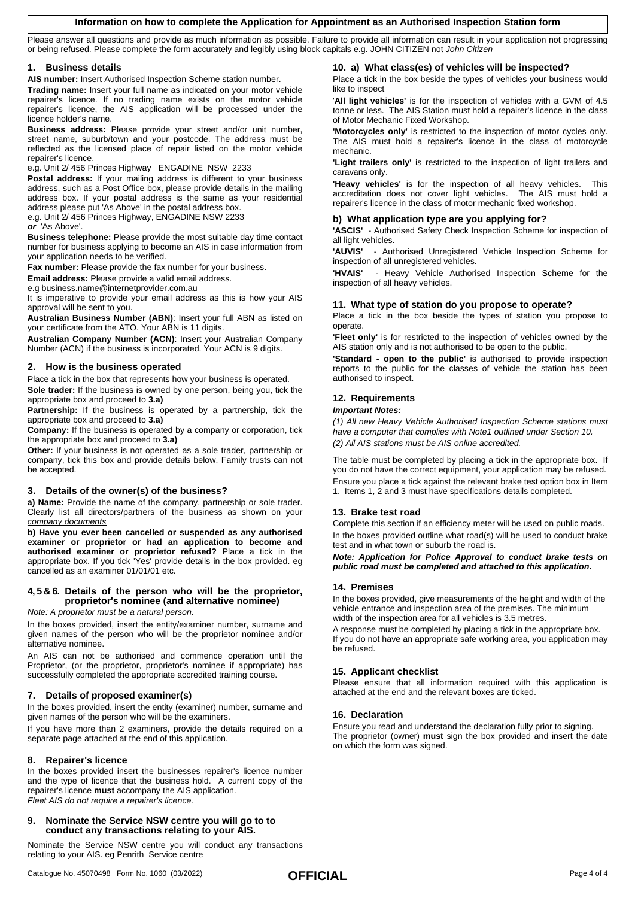## Information on how to complete the Application for Appointment as an Authorised Inspection Station form

Please answer all questions and provide as much information as possible. Failure to provide all information can result in your application not progressing or being refused. Please complete the form accurately and legibly using block capitals e.g. JOHN CITIZEN not *John Citizen*

### 1. Business details

**AIS number:** Insert Authorised Inspection Scheme station number.

**Trading name:** Insert your full name as indicated on your motor vehicle repairer's licence. If no trading name exists on the motor vehicle repairer's licence, the AIS application will be processed under the licence holder's name.

**Business address:** Please provide your street and/or unit number, street name, suburb/town and your postcode. The address must be reflected as the licensed place of repair listed on the motor vehicle repairer's licence.

e.g. Unit 2/ 456 Princes Highway ENGADINE NSW 2233

**Postal address:** If your mailing address is different to your business address, such as a Post Office box, please provide details in the mailing address box. If your postal address is the same as your residential address please put 'As Above' in the postal address box.

e.g. Unit 2/ 456 Princes Highway, ENGADINE NSW 2233

***or*** 'As Above'.

**Business telephone:** Please provide the most suitable day time contact number for business applying to become an AIS in case information from your application needs to be verified.

**Fax number:** Please provide the fax number for your business.

**Email address:** Please provide a valid email address.

e.g business.name@internetprovider.com.au

It is imperative to provide your email address as this is how your AIS approval will be sent to you.

**Australian Business Number (ABN)**: Insert your full ABN as listed on your certificate from the ATO. Your ABN is 11 digits.

**Australian Company Number (ACN)**: Insert your Australian Company Number (ACN) if the business is incorporated. Your ACN is 9 digits.

### 2. How is the business operated

Place a tick in the box that represents how your business is operated.

**Sole trader:** If the business is owned by one person, being you, tick the appropriate box and proceed to **3.a)**

**Partnership:** If the business is operated by a partnership, tick the appropriate box and proceed to **3.a)**

**Company:** If the business is operated by a company or corporation, tick the appropriate box and proceed to **3.a)**

**Other:** If your business is not operated as a sole trader, partnership or company, tick this box and provide details below. Family trusts can not be accepted.

### 3. Details of the owner(s) of the business?

**a) Name:** Provide the name of the company, partnership or sole trader. Clearly list all directors/partners of the business as shown on your company documents

**b) Have you ever been cancelled or suspended as any authorised examiner or proprietor or had an application to become and authorised examiner or proprietor refused?** Place a tick in the appropriate box. If you tick 'Yes' provide details in the box provided. eg cancelled as an examiner 01/01/01 etc.

### 4, 5 & 6. Details of the person who will be the proprietor, proprietor's nominee (and alternative nominee)

*Note: A proprietor must be a natural person.*

In the boxes provided, insert the entity/examiner number, surname and given names of the person who will be the proprietor nominee and/or alternative nominee.

An AIS can not be authorised and commence operation until the Proprietor, (or the proprietor, proprietor's nominee if appropriate) has successfully completed the appropriate accredited training course.

### 7. Details of proposed examiner(s)

In the boxes provided, insert the entity (examiner) number, surname and given names of the person who will be the examiners.

If you have more than 2 examiners, provide the details required on a separate page attached at the end of this application.

### 8. Repairer's licence

In the boxes provided insert the businesses repairer's licence number and the type of licence that the business hold. A current copy of the repairer's licence **must** accompany the AIS application.

*Fleet AIS do not require a repairer's licence.*

### 9. Nominate the Service NSW centre you will go to to conduct any transactions relating to your AIS.

Nominate the Service NSW centre you will conduct any transactions relating to your AIS. eg Penrith Service centre

### 10. a) What class(es) of vehicles will be inspected?

Place a tick in the box beside the types of vehicles your business would like to inspect

'**All light vehicles'** is for the inspection of vehicles with a GVM of 4.5 tonne or less. The AIS Station must hold a repairer's licence in the class of Motor Mechanic Fixed Workshop.

**'Motorcycles only'** is restricted to the inspection of motor cycles only. The AIS must hold a repairer's licence in the class of motorcycle mechanic.

**'Light trailers only'** is restricted to the inspection of light trailers and caravans only.

**'Heavy vehicles'** is for the inspection of all heavy vehicles. This accreditation does not cover light vehicles. The AIS must hold a repairer's licence in the class of motor mechanic fixed workshop.

### b) What application type are you applying for?

**'ASCIS'** - Authorised Safety Check Inspection Scheme for inspection of all light vehicles.

**'AUVIS'** - Authorised Unregistered Vehicle Inspection Scheme for inspection of all unregistered vehicles.

**'HVAIS'** - Heavy Vehicle Authorised Inspection Scheme for the inspection of all heavy vehicles.

### 11. What type of station do you propose to operate?

Place a tick in the box beside the types of station you propose to operate.

**'Fleet only'** is for restricted to the inspection of vehicles owned by the AIS station only and is not authorised to be open to the public.

**'Standard - open to the public'** is authorised to provide inspection reports to the public for the classes of vehicle the station has been authorised to inspect.

### 12. Requirements

***Important Notes:***

*(1) All new Heavy Vehicle Authorised Inspection Scheme stations must have a computer that complies with Note1 outlined under Section 10.*

*(2) All AIS stations must be AIS online accredited.*

The table must be completed by placing a tick in the appropriate box. If you do not have the correct equipment, your application may be refused.

Ensure you place a tick against the relevant brake test option box in Item 1. Items 1, 2 and 3 must have specifications details completed.

### 13. Brake test road

Complete this section if an efficiency meter will be used on public roads.

In the boxes provided outline what road(s) will be used to conduct brake test and in what town or suburb the road is.

***Note: Application for Police Approval to conduct brake tests on public road must be completed and attached to this application.***

### 14. Premises

In the boxes provided, give measurements of the height and width of the vehicle entrance and inspection area of the premises. The minimum width of the inspection area for all vehicles is 3.5 metres.

A response must be completed by placing a tick in the appropriate box. If you do not have an appropriate safe working area, you application may be refused.

### 15. Applicant checklist

Please ensure that all information required with this application is attached at the end and the relevant boxes are ticked.

### 16. Declaration

Ensure you read and understand the declaration fully prior to signing. The proprietor (owner) **must** sign the box provided and insert the date on which the form was signed.

Catalogue No. 45070498 Form No. 1060 (03/2022)

**OFFICIAL**